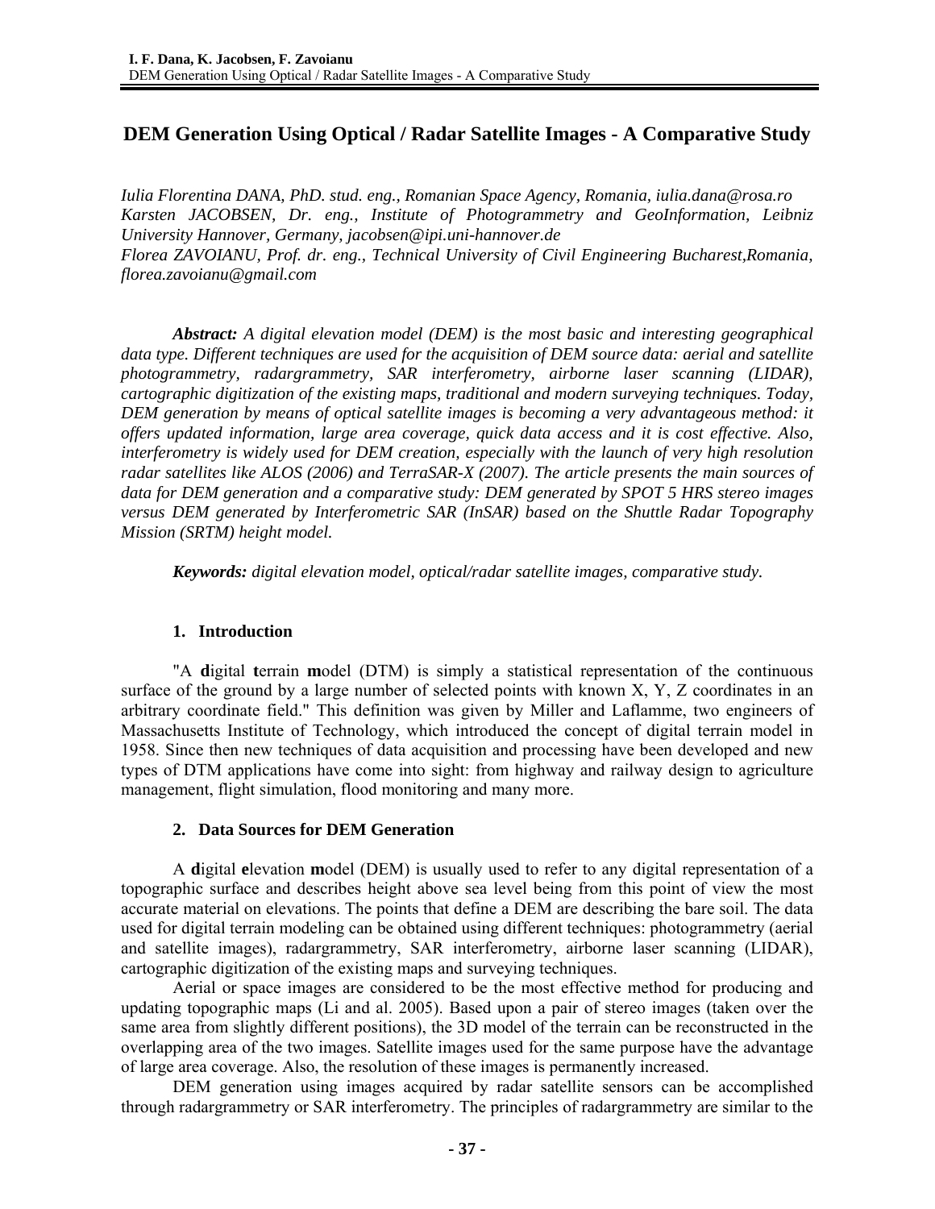# DEM Generation Using Optical / Radar Satellite Images - A Comparative Study

*Iulia Florentina DANA, PhD. stud. eng., Romanian Space Agency, Romania, iulia.dana@rosa.ro*
*Karsten JACOBSEN, Dr. eng., Institute of Photogrammetry and GeoInformation, Leibniz University Hannover, Germany, jacobsen@ipi.uni-hannover.de*
*Florea ZAVOIANU, Prof. dr. eng., Technical University of Civil Engineering Bucharest,Romania, florea.zavoianu@gmail.com*

***Abstract:*** *A digital elevation model (DEM) is the most basic and interesting geographical data type. Different techniques are used for the acquisition of DEM source data: aerial and satellite photogrammetry, radargrammetry, SAR interferometry, airborne laser scanning (LIDAR), cartographic digitization of the existing maps, traditional and modern surveying techniques. Today, DEM generation by means of optical satellite images is becoming a very advantageous method: it offers updated information, large area coverage, quick data access and it is cost effective. Also, interferometry is widely used for DEM creation, especially with the launch of very high resolution radar satellites like ALOS (2006) and TerraSAR-X (2007). The article presents the main sources of data for DEM generation and a comparative study: DEM generated by SPOT 5 HRS stereo images versus DEM generated by Interferometric SAR (InSAR) based on the Shuttle Radar Topography Mission (SRTM) height model.*

***Keywords:*** *digital elevation model, optical/radar satellite images, comparative study.*

## 1. Introduction

"A **d**igital **t**errain **m**odel (DTM) is simply a statistical representation of the continuous surface of the ground by a large number of selected points with known X, Y, Z coordinates in an arbitrary coordinate field." This definition was given by Miller and Laflamme, two engineers of Massachusetts Institute of Technology, which introduced the concept of digital terrain model in 1958. Since then new techniques of data acquisition and processing have been developed and new types of DTM applications have come into sight: from highway and railway design to agriculture management, flight simulation, flood monitoring and many more.

## 2. Data Sources for DEM Generation

A **d**igital **e**levation **m**odel (DEM) is usually used to refer to any digital representation of a topographic surface and describes height above sea level being from this point of view the most accurate material on elevations. The points that define a DEM are describing the bare soil. The data used for digital terrain modeling can be obtained using different techniques: photogrammetry (aerial and satellite images), radargrammetry, SAR interferometry, airborne laser scanning (LIDAR), cartographic digitization of the existing maps and surveying techniques.

Aerial or space images are considered to be the most effective method for producing and updating topographic maps (Li and al. 2005). Based upon a pair of stereo images (taken over the same area from slightly different positions), the 3D model of the terrain can be reconstructed in the overlapping area of the two images. Satellite images used for the same purpose have the advantage of large area coverage. Also, the resolution of these images is permanently increased.

DEM generation using images acquired by radar satellite sensors can be accomplished through radargrammetry or SAR interferometry. The principles of radargrammetry are similar to the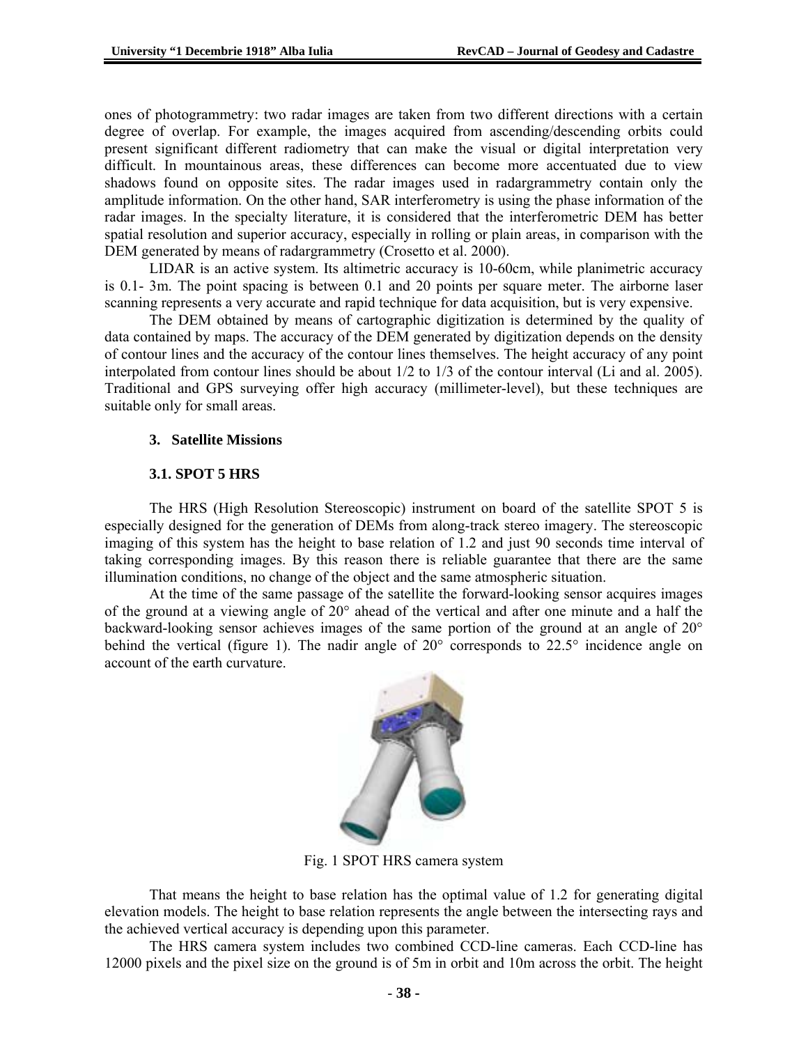ones of photogrammetry: two radar images are taken from two different directions with a certain degree of overlap. For example, the images acquired from ascending/descending orbits could present significant different radiometry that can make the visual or digital interpretation very difficult. In mountainous areas, these differences can become more accentuated due to view shadows found on opposite sites. The radar images used in radargrammetry contain only the amplitude information. On the other hand, SAR interferometry is using the phase information of the radar images. In the specialty literature, it is considered that the interferometric DEM has better spatial resolution and superior accuracy, especially in rolling or plain areas, in comparison with the DEM generated by means of radargrammetry (Crosetto et al. 2000).

LIDAR is an active system. Its altimetric accuracy is 10-60cm, while planimetric accuracy is 0.1- 3m. The point spacing is between 0.1 and 20 points per square meter. The airborne laser scanning represents a very accurate and rapid technique for data acquisition, but is very expensive.

The DEM obtained by means of cartographic digitization is determined by the quality of data contained by maps. The accuracy of the DEM generated by digitization depends on the density of contour lines and the accuracy of the contour lines themselves. The height accuracy of any point interpolated from contour lines should be about 1/2 to 1/3 of the contour interval (Li and al. 2005). Traditional and GPS surveying offer high accuracy (millimeter-level), but these techniques are suitable only for small areas.

## 3. Satellite Missions

### 3.1. SPOT 5 HRS

The HRS (High Resolution Stereoscopic) instrument on board of the satellite SPOT 5 is especially designed for the generation of DEMs from along-track stereo imagery. The stereoscopic imaging of this system has the height to base relation of 1.2 and just 90 seconds time interval of taking corresponding images. By this reason there is reliable guarantee that there are the same illumination conditions, no change of the object and the same atmospheric situation.

At the time of the same passage of the satellite the forward-looking sensor acquires images of the ground at a viewing angle of 20° ahead of the vertical and after one minute and a half the backward-looking sensor achieves images of the same portion of the ground at an angle of 20° behind the vertical (figure 1). The nadir angle of 20° corresponds to 22.5° incidence angle on account of the earth curvature.

Fig. 1 SPOT HRS camera system

That means the height to base relation has the optimal value of 1.2 for generating digital elevation models. The height to base relation represents the angle between the intersecting rays and the achieved vertical accuracy is depending upon this parameter.

The HRS camera system includes two combined CCD-line cameras. Each CCD-line has 12000 pixels and the pixel size on the ground is of 5m in orbit and 10m across the orbit. The height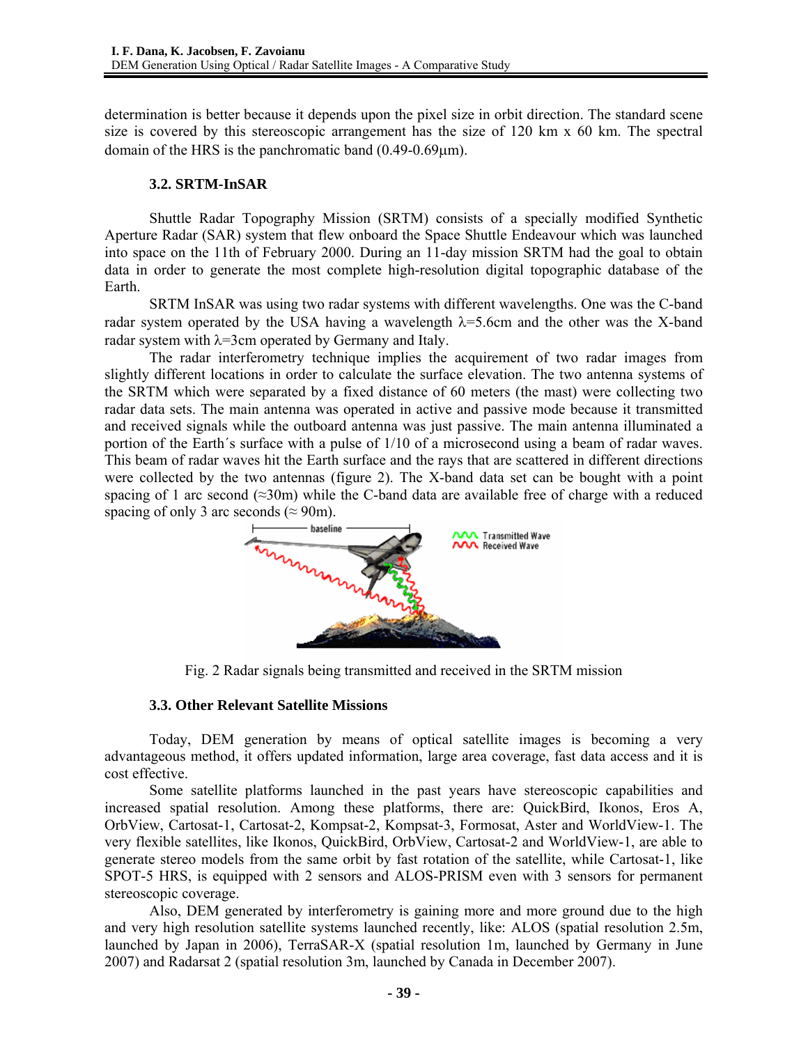determination is better because it depends upon the pixel size in orbit direction. The standard scene size is covered by this stereoscopic arrangement has the size of 120 km x 60 km. The spectral domain of the HRS is the panchromatic band (0.49-0.69μm).

### 3.2. SRTM-InSAR

Shuttle Radar Topography Mission (SRTM) consists of a specially modified Synthetic Aperture Radar (SAR) system that flew onboard the Space Shuttle Endeavour which was launched into space on the 11th of February 2000. During an 11-day mission SRTM had the goal to obtain data in order to generate the most complete high-resolution digital topographic database of the Earth.

SRTM InSAR was using two radar systems with different wavelengths. One was the C-band radar system operated by the USA having a wavelength $\lambda$=5.6cm and the other was the X-band radar system with $\lambda$=3cm operated by Germany and Italy.

The radar interferometry technique implies the acquirement of two radar images from slightly different locations in order to calculate the surface elevation. The two antenna systems of the SRTM which were separated by a fixed distance of 60 meters (the mast) were collecting two radar data sets. The main antenna was operated in active and passive mode because it transmitted and received signals while the outboard antenna was just passive. The main antenna illuminated a portion of the Earth´s surface with a pulse of 1/10 of a microsecond using a beam of radar waves. This beam of radar waves hit the Earth surface and the rays that are scattered in different directions were collected by the two antennas (figure 2). The X-band data set can be bought with a point spacing of 1 arc second (≈30m) while the C-band data are available free of charge with a reduced spacing of only 3 arc seconds (≈ 90m).

Fig. 2 Radar signals being transmitted and received in the SRTM mission

### 3.3. Other Relevant Satellite Missions

Today, DEM generation by means of optical satellite images is becoming a very advantageous method, it offers updated information, large area coverage, fast data access and it is cost effective.

Some satellite platforms launched in the past years have stereoscopic capabilities and increased spatial resolution. Among these platforms, there are: QuickBird, Ikonos, Eros A, OrbView, Cartosat-1, Cartosat-2, Kompsat-2, Kompsat-3, Formosat, Aster and WorldView-1. The very flexible satellites, like Ikonos, QuickBird, OrbView, Cartosat-2 and WorldView-1, are able to generate stereo models from the same orbit by fast rotation of the satellite, while Cartosat-1, like SPOT-5 HRS, is equipped with 2 sensors and ALOS-PRISM even with 3 sensors for permanent stereoscopic coverage.

Also, DEM generated by interferometry is gaining more and more ground due to the high and very high resolution satellite systems launched recently, like: ALOS (spatial resolution 2.5m, launched by Japan in 2006), TerraSAR-X (spatial resolution 1m, launched by Germany in June 2007) and Radarsat 2 (spatial resolution 3m, launched by Canada in December 2007).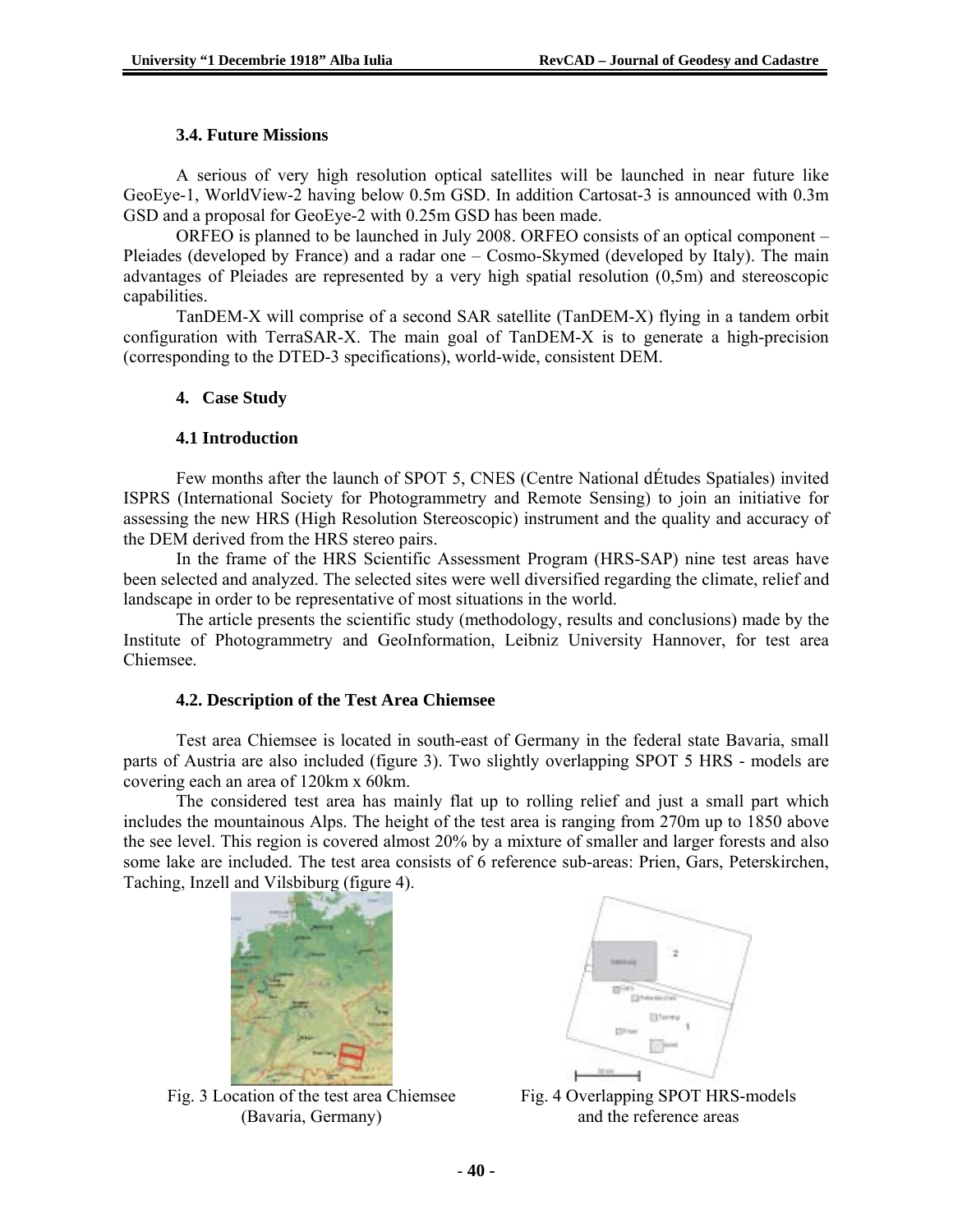### 3.4. Future Missions

A serious of very high resolution optical satellites will be launched in near future like GeoEye-1, WorldView-2 having below 0.5m GSD. In addition Cartosat-3 is announced with 0.3m GSD and a proposal for GeoEye-2 with 0.25m GSD has been made.

ORFEO is planned to be launched in July 2008. ORFEO consists of an optical component – Pleiades (developed by France) and a radar one – Cosmo-Skymed (developed by Italy). The main advantages of Pleiades are represented by a very high spatial resolution (0,5m) and stereoscopic capabilities.

TanDEM-X will comprise of a second SAR satellite (TanDEM-X) flying in a tandem orbit configuration with TerraSAR-X. The main goal of TanDEM-X is to generate a high-precision (corresponding to the DTED-3 specifications), world-wide, consistent DEM.

## 4. Case Study

### 4.1 Introduction

Few months after the launch of SPOT 5, CNES (Centre National dÉtudes Spatiales) invited ISPRS (International Society for Photogrammetry and Remote Sensing) to join an initiative for assessing the new HRS (High Resolution Stereoscopic) instrument and the quality and accuracy of the DEM derived from the HRS stereo pairs.

In the frame of the HRS Scientific Assessment Program (HRS-SAP) nine test areas have been selected and analyzed. The selected sites were well diversified regarding the climate, relief and landscape in order to be representative of most situations in the world.

The article presents the scientific study (methodology, results and conclusions) made by the Institute of Photogrammetry and GeoInformation, Leibniz University Hannover, for test area Chiemsee.

### 4.2. Description of the Test Area Chiemsee

Test area Chiemsee is located in south-east of Germany in the federal state Bavaria, small parts of Austria are also included (figure 3). Two slightly overlapping SPOT 5 HRS - models are covering each an area of 120km x 60km.

The considered test area has mainly flat up to rolling relief and just a small part which includes the mountainous Alps. The height of the test area is ranging from 270m up to 1850 above the see level. This region is covered almost 20% by a mixture of smaller and larger forests and also some lake are included. The test area consists of 6 reference sub-areas: Prien, Gars, Peterskirchen, Taching, Inzell and Vilsbiburg (figure 4).

Fig. 3 Location of the test area Chiemsee (Bavaria, Germany)

Fig. 4 Overlapping SPOT HRS-models and the reference areas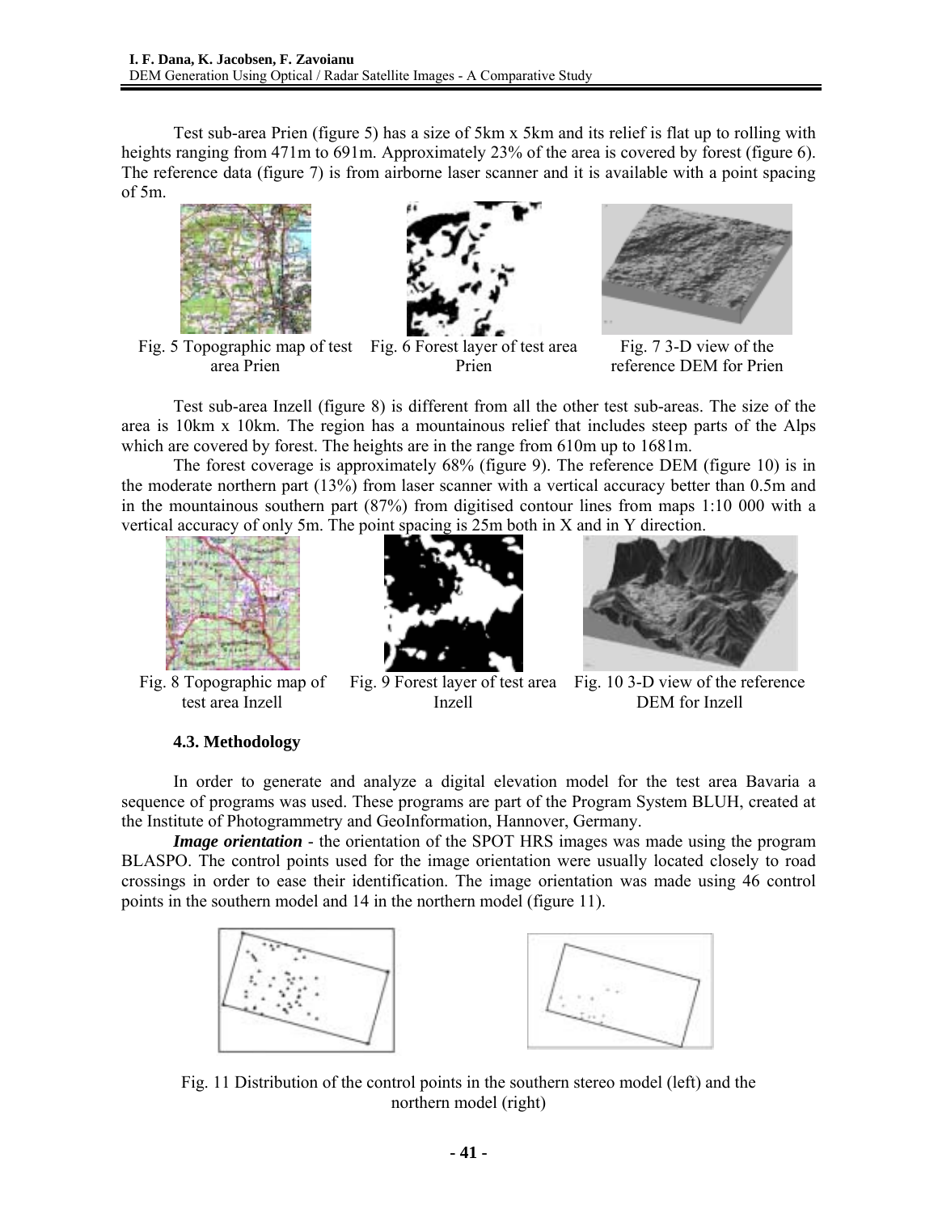Test sub-area Prien (figure 5) has a size of 5km x 5km and its relief is flat up to rolling with heights ranging from 471m to 691m. Approximately 23% of the area is covered by forest (figure 6). The reference data (figure 7) is from airborne laser scanner and it is available with a point spacing of 5m.

Fig. 5 Topographic map of test area Prien

Fig. 6 Forest layer of test area Prien

Fig. 7 3-D view of the reference DEM for Prien

Test sub-area Inzell (figure 8) is different from all the other test sub-areas. The size of the area is 10km x 10km. The region has a mountainous relief that includes steep parts of the Alps which are covered by forest. The heights are in the range from 610m up to 1681m.

The forest coverage is approximately 68% (figure 9). The reference DEM (figure 10) is in the moderate northern part (13%) from laser scanner with a vertical accuracy better than 0.5m and in the mountainous southern part (87%) from digitised contour lines from maps 1:10 000 with a vertical accuracy of only 5m. The point spacing is 25m both in X and in Y direction.

Fig. 8 Topographic map of test area Inzell

Fig. 9 Forest layer of test area Inzell

Fig. 10 3-D view of the reference DEM for Inzell

### 4.3. Methodology

In order to generate and analyze a digital elevation model for the test area Bavaria a sequence of programs was used. These programs are part of the Program System BLUH, created at the Institute of Photogrammetry and GeoInformation, Hannover, Germany.

***Image orientation*** - the orientation of the SPOT HRS images was made using the program BLASPO. The control points used for the image orientation were usually located closely to road crossings in order to ease their identification. The image orientation was made using 46 control points in the southern model and 14 in the northern model (figure 11).

Fig. 11 Distribution of the control points in the southern stereo model (left) and the northern model (right)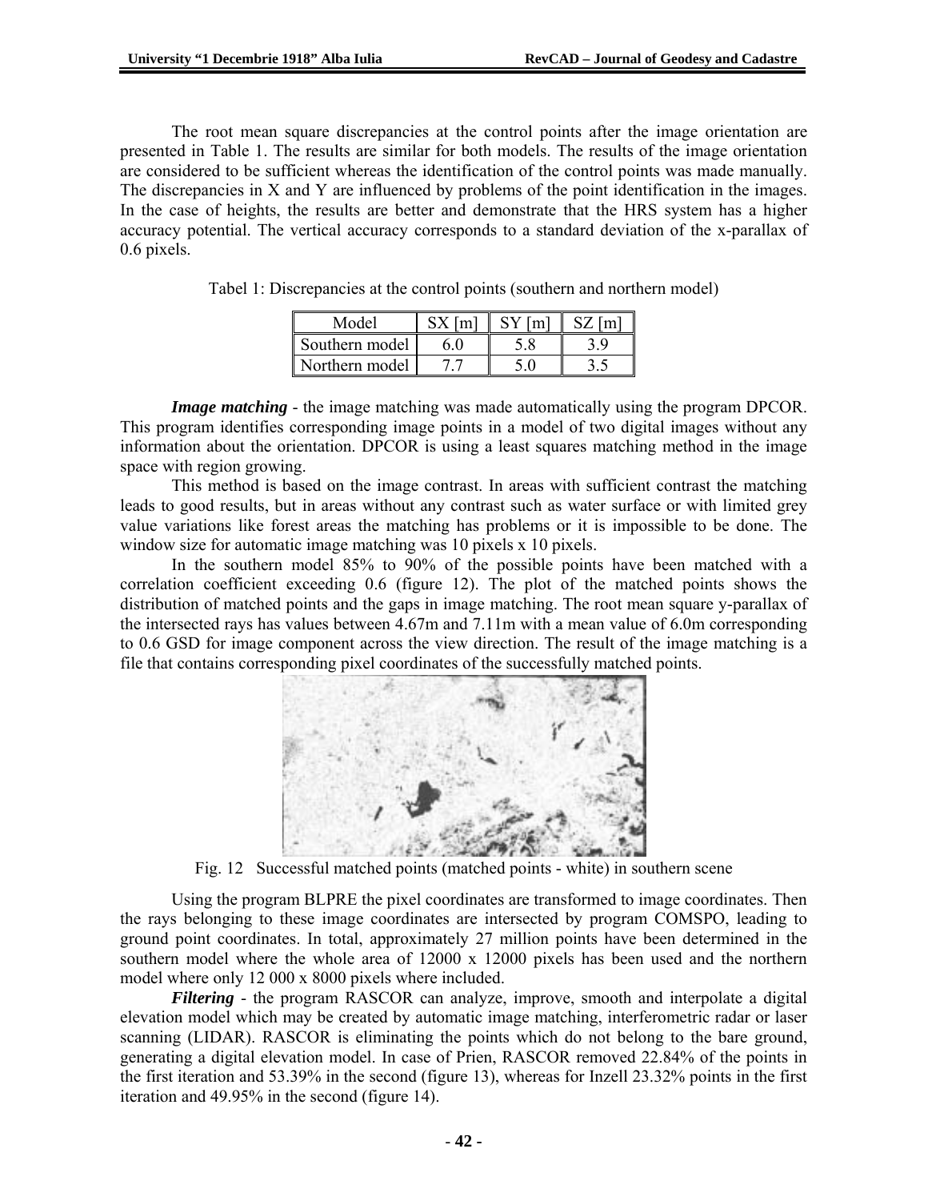The root mean square discrepancies at the control points after the image orientation are presented in Table 1. The results are similar for both models. The results of the image orientation are considered to be sufficient whereas the identification of the control points was made manually. The discrepancies in X and Y are influenced by problems of the point identification in the images. In the case of heights, the results are better and demonstrate that the HRS system has a higher accuracy potential. The vertical accuracy corresponds to a standard deviation of the x-parallax of 0.6 pixels.

Tabel 1: Discrepancies at the control points (southern and northern model)

| Model | SX [m] | SY [m] | SZ [m] |
|---|---|---|---|
| Southern model | 6.0 | 5.8 | 3.9 |
| Northern model | 7.7 | 5.0 | 3.5 |

***Image matching*** - the image matching was made automatically using the program DPCOR. This program identifies corresponding image points in a model of two digital images without any information about the orientation. DPCOR is using a least squares matching method in the image space with region growing.

This method is based on the image contrast. In areas with sufficient contrast the matching leads to good results, but in areas without any contrast such as water surface or with limited grey value variations like forest areas the matching has problems or it is impossible to be done. The window size for automatic image matching was 10 pixels x 10 pixels.

In the southern model 85% to 90% of the possible points have been matched with a correlation coefficient exceeding 0.6 (figure 12). The plot of the matched points shows the distribution of matched points and the gaps in image matching. The root mean square y-parallax of the intersected rays has values between 4.67m and 7.11m with a mean value of 6.0m corresponding to 0.6 GSD for image component across the view direction. The result of the image matching is a file that contains corresponding pixel coordinates of the successfully matched points.

Fig. 12 Successful matched points (matched points - white) in southern scene

Using the program BLPRE the pixel coordinates are transformed to image coordinates. Then the rays belonging to these image coordinates are intersected by program COMSPO, leading to ground point coordinates. In total, approximately 27 million points have been determined in the southern model where the whole area of 12000 x 12000 pixels has been used and the northern model where only 12 000 x 8000 pixels where included.

***Filtering*** - the program RASCOR can analyze, improve, smooth and interpolate a digital elevation model which may be created by automatic image matching, interferometric radar or laser scanning (LIDAR). RASCOR is eliminating the points which do not belong to the bare ground, generating a digital elevation model. In case of Prien, RASCOR removed 22.84% of the points in the first iteration and 53.39% in the second (figure 13), whereas for Inzell 23.32% points in the first iteration and 49.95% in the second (figure 14).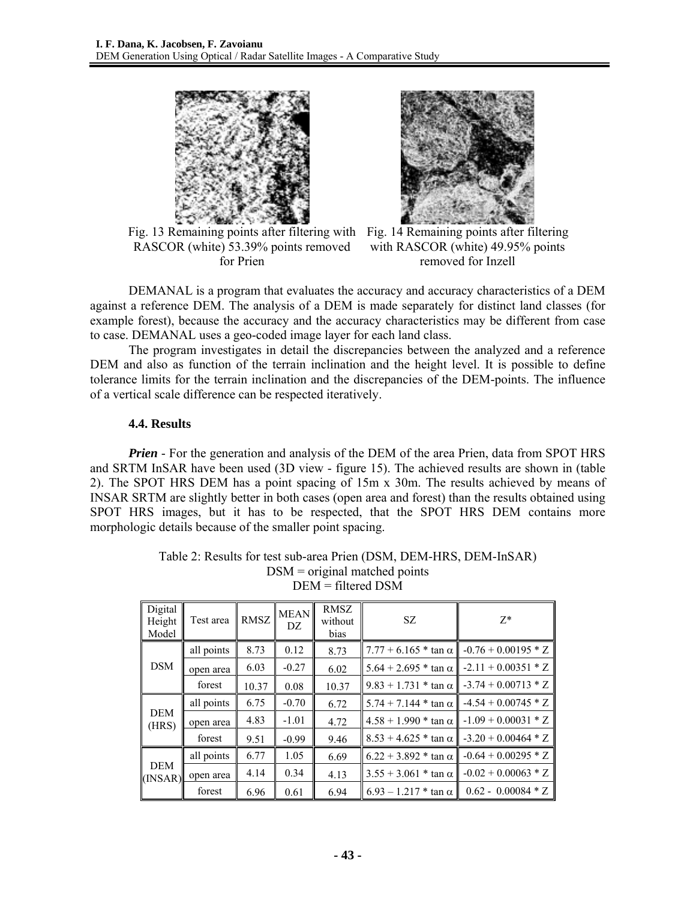Fig. 13 Remaining points after filtering with RASCOR (white) 53.39% points removed for Prien

Fig. 14 Remaining points after filtering with RASCOR (white) 49.95% points removed for Inzell

DEMANAL is a program that evaluates the accuracy and accuracy characteristics of a DEM against a reference DEM. The analysis of a DEM is made separately for distinct land classes (for example forest), because the accuracy and the accuracy characteristics may be different from case to case. DEMANAL uses a geo-coded image layer for each land class.

The program investigates in detail the discrepancies between the analyzed and a reference DEM and also as function of the terrain inclination and the height level. It is possible to define tolerance limits for the terrain inclination and the discrepancies of the DEM-points. The influence of a vertical scale difference can be respected iteratively.

### 4.4. Results

***Prien*** - For the generation and analysis of the DEM of the area Prien, data from SPOT HRS and SRTM InSAR have been used (3D view - figure 15). The achieved results are shown in (table 2). The SPOT HRS DEM has a point spacing of 15m x 30m. The results achieved by means of INSAR SRTM are slightly better in both cases (open area and forest) than the results obtained using SPOT HRS images, but it has to be respected, that the SPOT HRS DEM contains more morphologic details because of the smaller point spacing.

Table 2: Results for test sub-area Prien (DSM, DEM-HRS, DEM-InSAR)
DSM = original matched points
DEM = filtered DSM

| Digital Height Model | Test area | RMSZ | MEAN DZ | RMSZ without bias | SZ | Z* |
|---|---|---|---|---|---|---|
| DSM | all points | 8.73 | 0.12 | 8.73 | $7.77 + 6.165 * \tan\alpha$ | $-0.76 + 0.00195 * Z$ |
| | open area | 6.03 | -0.27 | 6.02 | $5.64 + 2.695 * \tan\alpha$ | $-2.11 + 0.00351 * Z$ |
| | forest | 10.37 | 0.08 | 10.37 | $9.83 + 1.731 * \tan\alpha$ | $-3.74 + 0.00713 * Z$ |
| DEM (HRS) | all points | 6.75 | -0.70 | 6.72 | $5.74 + 7.144 * \tan\alpha$ | $-4.54 + 0.00745 * Z$ |
| | open area | 4.83 | -1.01 | 4.72 | $4.58 + 1.990 * \tan\alpha$ | $-1.09 + 0.00031 * Z$ |
| | forest | 9.51 | -0.99 | 9.46 | $8.53 + 4.625 * \tan\alpha$ | $-3.20 + 0.00464 * Z$ |
| DEM (INSAR) | all points | 6.77 | 1.05 | 6.69 | $6.22 + 3.892 * \tan\alpha$ | $-0.64 + 0.00295 * Z$ |
| | open area | 4.14 | 0.34 | 4.13 | $3.55 + 3.061 * \tan\alpha$ | $-0.02 + 0.00063 * Z$ |
| | forest | 6.96 | 0.61 | 6.94 | $6.93 - 1.217 * \tan\alpha$ | $0.62 - 0.00084 * Z$ |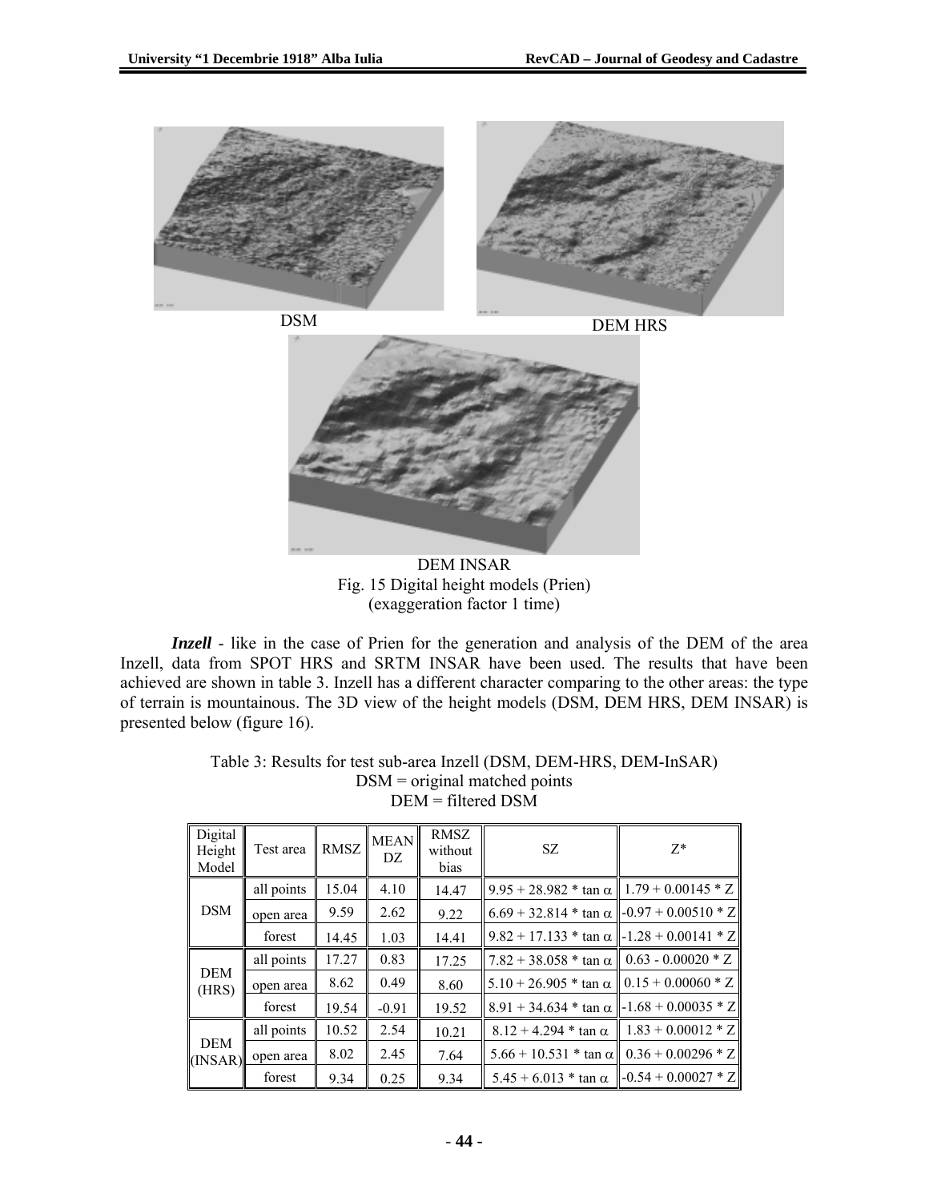DSM

DEM HRS

DEM INSAR

Fig. 15 Digital height models (Prien)
(exaggeration factor 1 time)

***Inzell*** - like in the case of Prien for the generation and analysis of the DEM of the area Inzell, data from SPOT HRS and SRTM INSAR have been used. The results that have been achieved are shown in table 3. Inzell has a different character comparing to the other areas: the type of terrain is mountainous. The 3D view of the height models (DSM, DEM HRS, DEM INSAR) is presented below (figure 16).

Table 3: Results for test sub-area Inzell (DSM, DEM-HRS, DEM-InSAR)
DSM = original matched points
DEM = filtered DSM

| Digital Height Model | Test area | RMSZ | MEAN DZ | RMSZ without bias | SZ | Z* |
|---|---|---|---|---|---|---|
| DSM | all points | 15.04 | 4.10 | 14.47 | $9.95 + 28.982 * \tan \alpha$ | $1.79 + 0.00145 * Z$ |
| | open area | 9.59 | 2.62 | 9.22 | $6.69 + 32.814 * \tan \alpha$ | $-0.97 + 0.00510 * Z$ |
| | forest | 14.45 | 1.03 | 14.41 | $9.82 + 17.133 * \tan \alpha$ | $-1.28 + 0.00141 * Z$ |
| DEM (HRS) | all points | 17.27 | 0.83 | 17.25 | $7.82 + 38.058 * \tan \alpha$ | $0.63 - 0.00020 * Z$ |
| | open area | 8.62 | 0.49 | 8.60 | $5.10 + 26.905 * \tan \alpha$ | $0.15 + 0.00060 * Z$ |
| | forest | 19.54 | -0.91 | 19.52 | $8.91 + 34.634 * \tan \alpha$ | $-1.68 + 0.00035 * Z$ |
| DEM (INSAR) | all points | 10.52 | 2.54 | 10.21 | $8.12 + 4.294 * \tan \alpha$ | $1.83 + 0.00012 * Z$ |
| | open area | 8.02 | 2.45 | 7.64 | $5.66 + 10.531 * \tan \alpha$ | $0.36 + 0.00296 * Z$ |
| | forest | 9.34 | 0.25 | 9.34 | $5.45 + 6.013 * \tan \alpha$ | $-0.54 + 0.00027 * Z$ |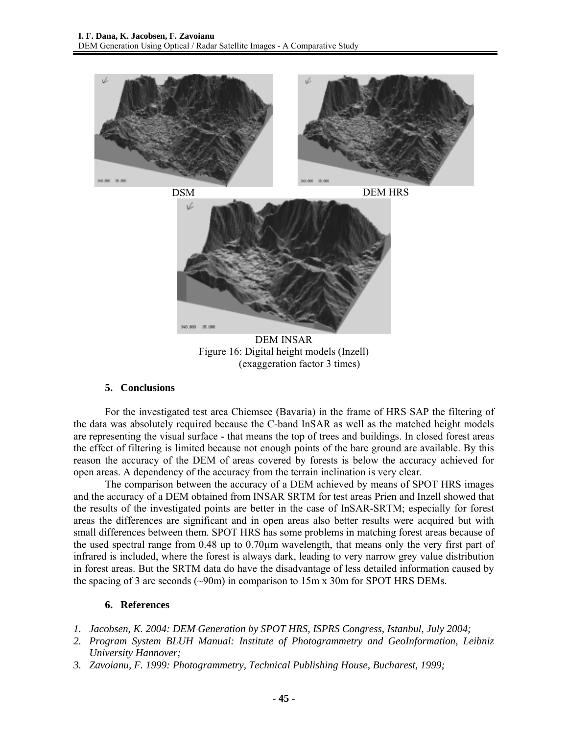DSM

DEM HRS

DEM INSAR

Figure 16: Digital height models (Inzell) (exaggeration factor 3 times)

## 5. Conclusions

For the investigated test area Chiemsee (Bavaria) in the frame of HRS SAP the filtering of the data was absolutely required because the C-band InSAR as well as the matched height models are representing the visual surface - that means the top of trees and buildings. In closed forest areas the effect of filtering is limited because not enough points of the bare ground are available. By this reason the accuracy of the DEM of areas covered by forests is below the accuracy achieved for open areas. A dependency of the accuracy from the terrain inclination is very clear.

The comparison between the accuracy of a DEM achieved by means of SPOT HRS images and the accuracy of a DEM obtained from INSAR SRTM for test areas Prien and Inzell showed that the results of the investigated points are better in the case of InSAR-SRTM; especially for forest areas the differences are significant and in open areas also better results were acquired but with small differences between them. SPOT HRS has some problems in matching forest areas because of the used spectral range from 0.48 up to 0.70μm wavelength, that means only the very first part of infrared is included, where the forest is always dark, leading to very narrow grey value distribution in forest areas. But the SRTM data do have the disadvantage of less detailed information caused by the spacing of 3 arc seconds (~90m) in comparison to 15m x 30m for SPOT HRS DEMs.

## 6. References

1. *Jacobsen, K. 2004: DEM Generation by SPOT HRS, ISPRS Congress, Istanbul, July 2004;*
2. *Program System BLUH Manual: Institute of Photogrammetry and GeoInformation, Leibniz University Hannover;*
3. *Zavoianu, F. 1999: Photogrammetry, Technical Publishing House, Bucharest, 1999;*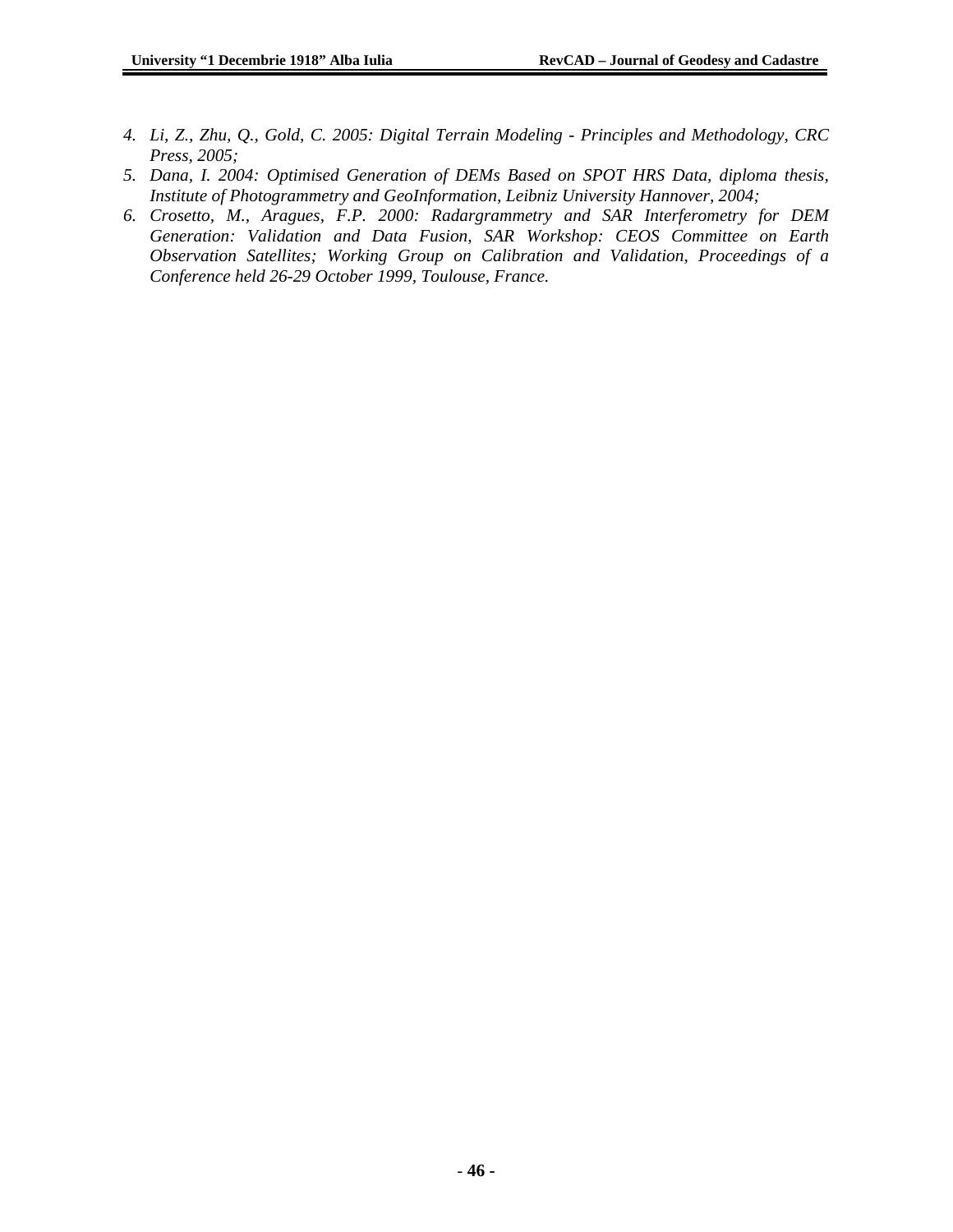4. *Li, Z., Zhu, Q., Gold, C. 2005: Digital Terrain Modeling - Principles and Methodology, CRC Press, 2005;*
5. *Dana, I. 2004: Optimised Generation of DEMs Based on SPOT HRS Data, diploma thesis, Institute of Photogrammetry and GeoInformation, Leibniz University Hannover, 2004;*
6. *Crosetto, M., Aragues, F.P. 2000: Radargrammetry and SAR Interferometry for DEM Generation: Validation and Data Fusion, SAR Workshop: CEOS Committee on Earth Observation Satellites; Working Group on Calibration and Validation, Proceedings of a Conference held 26-29 October 1999, Toulouse, France.*